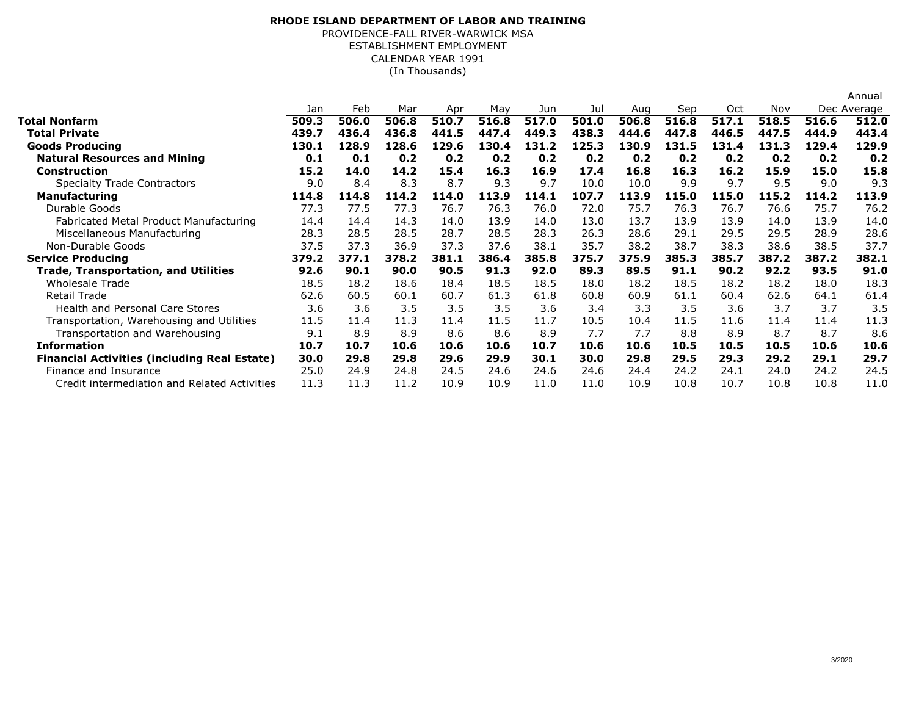**RHODE ISLAND DEPARTMENT OF LABOR AND TRAINING**
PROVIDENCE-FALL RIVER-WARWICK MSA
ESTABLISHMENT EMPLOYMENT
CALENDAR YEAR 1991
(In Thousands)

| | Jan | Feb | Mar | Apr | May | Jun | Jul | Aug | Sep | Oct | Nov | Dec | Annual Average |
|---|---|---|---|---|---|---|---|---|---|---|---|---|---|
| **Total Nonfarm** | **509.3** | **506.0** | **506.8** | **510.7** | **516.8** | **517.0** | **501.0** | **506.8** | **516.8** | **517.1** | **518.5** | **516.6** | **512.0** |
| **Total Private** | **439.7** | **436.4** | **436.8** | **441.5** | **447.4** | **449.3** | **438.3** | **444.6** | **447.8** | **446.5** | **447.5** | **444.9** | **443.4** |
| **Goods Producing** | **130.1** | **128.9** | **128.6** | **129.6** | **130.4** | **131.2** | **125.3** | **130.9** | **131.5** | **131.4** | **131.3** | **129.4** | **129.9** |
| **Natural Resources and Mining** | **0.1** | **0.1** | **0.2** | **0.2** | **0.2** | **0.2** | **0.2** | **0.2** | **0.2** | **0.2** | **0.2** | **0.2** | **0.2** |
| **Construction** | **15.2** | **14.0** | **14.2** | **15.4** | **16.3** | **16.9** | **17.4** | **16.8** | **16.3** | **16.2** | **15.9** | **15.0** | **15.8** |
| Specialty Trade Contractors | 9.0 | 8.4 | 8.3 | 8.7 | 9.3 | 9.7 | 10.0 | 10.0 | 9.9 | 9.7 | 9.5 | 9.0 | 9.3 |
| **Manufacturing** | **114.8** | **114.8** | **114.2** | **114.0** | **113.9** | **114.1** | **107.7** | **113.9** | **115.0** | **115.0** | **115.2** | **114.2** | **113.9** |
| Durable Goods | 77.3 | 77.5 | 77.3 | 76.7 | 76.3 | 76.0 | 72.0 | 75.7 | 76.3 | 76.7 | 76.6 | 75.7 | 76.2 |
| Fabricated Metal Product Manufacturing | 14.4 | 14.4 | 14.3 | 14.0 | 13.9 | 14.0 | 13.0 | 13.7 | 13.9 | 13.9 | 14.0 | 13.9 | 14.0 |
| Miscellaneous Manufacturing | 28.3 | 28.5 | 28.5 | 28.7 | 28.5 | 28.3 | 26.3 | 28.6 | 29.1 | 29.5 | 29.5 | 28.9 | 28.6 |
| Non-Durable Goods | 37.5 | 37.3 | 36.9 | 37.3 | 37.6 | 38.1 | 35.7 | 38.2 | 38.7 | 38.3 | 38.6 | 38.5 | 37.7 |
| **Service Producing** | **379.2** | **377.1** | **378.2** | **381.1** | **386.4** | **385.8** | **375.7** | **375.9** | **385.3** | **385.7** | **387.2** | **387.2** | **382.1** |
| **Trade, Transportation, and Utilities** | **92.6** | **90.1** | **90.0** | **90.5** | **91.3** | **92.0** | **89.3** | **89.5** | **91.1** | **90.2** | **92.2** | **93.5** | **91.0** |
| Wholesale Trade | 18.5 | 18.2 | 18.6 | 18.4 | 18.5 | 18.5 | 18.0 | 18.2 | 18.5 | 18.2 | 18.2 | 18.0 | 18.3 |
| Retail Trade | 62.6 | 60.5 | 60.1 | 60.7 | 61.3 | 61.8 | 60.8 | 60.9 | 61.1 | 60.4 | 62.6 | 64.1 | 61.4 |
| Health and Personal Care Stores | 3.6 | 3.6 | 3.5 | 3.5 | 3.5 | 3.6 | 3.4 | 3.3 | 3.5 | 3.6 | 3.7 | 3.7 | 3.5 |
| Transportation, Warehousing and Utilities | 11.5 | 11.4 | 11.3 | 11.4 | 11.5 | 11.7 | 10.5 | 10.4 | 11.5 | 11.6 | 11.4 | 11.4 | 11.3 |
| Transportation and Warehousing | 9.1 | 8.9 | 8.9 | 8.6 | 8.6 | 8.9 | 7.7 | 7.7 | 8.8 | 8.9 | 8.7 | 8.7 | 8.6 |
| **Information** | **10.7** | **10.7** | **10.6** | **10.6** | **10.6** | **10.7** | **10.6** | **10.6** | **10.5** | **10.5** | **10.5** | **10.6** | **10.6** |
| **Financial Activities (including Real Estate)** | **30.0** | **29.8** | **29.8** | **29.6** | **29.9** | **30.1** | **30.0** | **29.8** | **29.5** | **29.3** | **29.2** | **29.1** | **29.7** |
| Finance and Insurance | 25.0 | 24.9 | 24.8 | 24.5 | 24.6 | 24.6 | 24.6 | 24.4 | 24.2 | 24.1 | 24.0 | 24.2 | 24.5 |
| Credit intermediation and Related Activities | 11.3 | 11.3 | 11.2 | 10.9 | 10.9 | 11.0 | 11.0 | 10.9 | 10.8 | 10.7 | 10.8 | 10.8 | 11.0 |

3/2020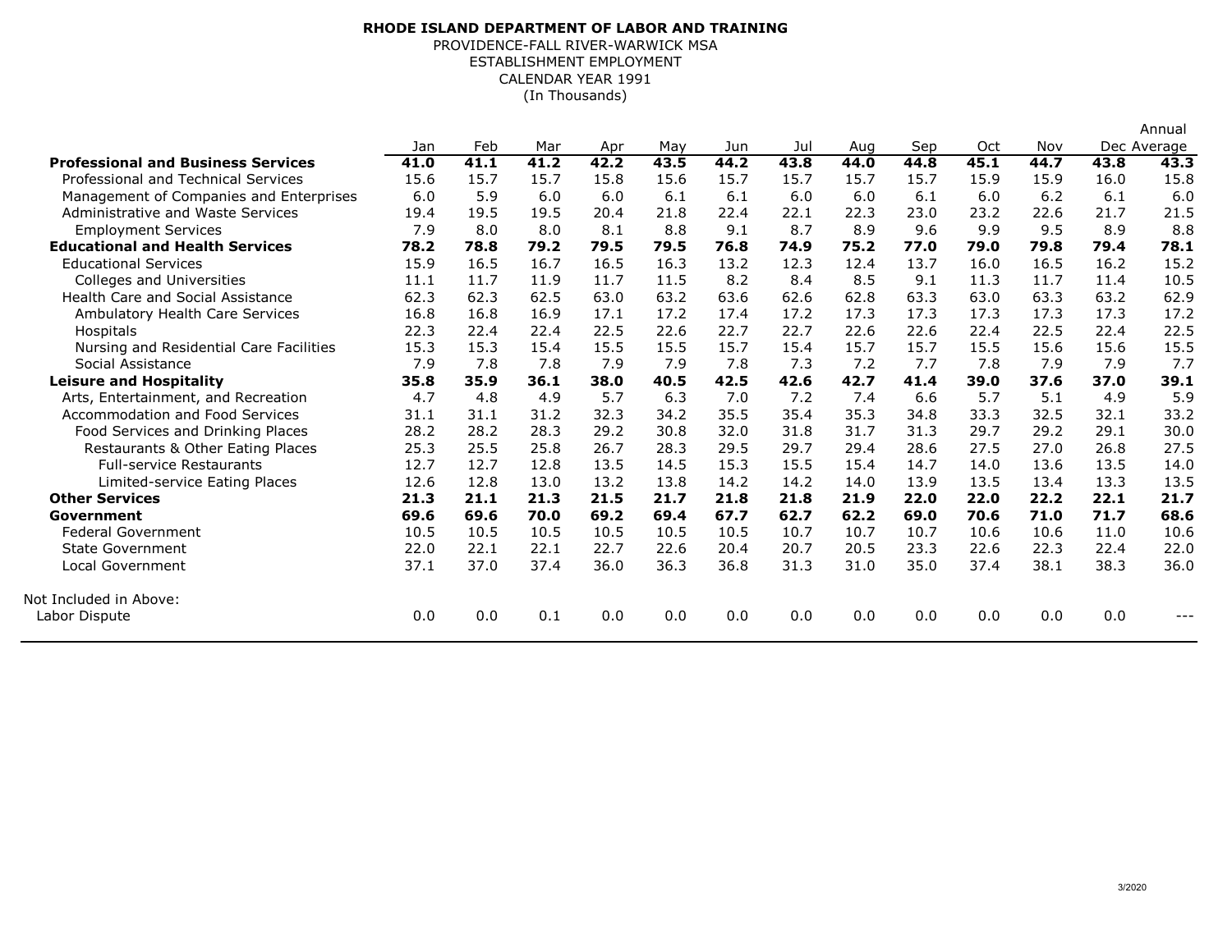**RHODE ISLAND DEPARTMENT OF LABOR AND TRAINING**

PROVIDENCE-FALL RIVER-WARWICK MSA

ESTABLISHMENT EMPLOYMENT

CALENDAR YEAR 1991

(In Thousands)

| | Jan | Feb | Mar | Apr | May | Jun | Jul | Aug | Sep | Oct | Nov | Dec | Annual Average |
|---|---|---|---|---|---|---|---|---|---|---|---|---|---|
| **Professional and Business Services** | **41.0** | **41.1** | **41.2** | **42.2** | **43.5** | **44.2** | **43.8** | **44.0** | **44.8** | **45.1** | **44.7** | **43.8** | **43.3** |
| Professional and Technical Services | 15.6 | 15.7 | 15.7 | 15.8 | 15.6 | 15.7 | 15.7 | 15.7 | 15.7 | 15.9 | 15.9 | 16.0 | 15.8 |
| Management of Companies and Enterprises | 6.0 | 5.9 | 6.0 | 6.0 | 6.1 | 6.1 | 6.0 | 6.0 | 6.1 | 6.0 | 6.2 | 6.1 | 6.0 |
| Administrative and Waste Services | 19.4 | 19.5 | 19.5 | 20.4 | 21.8 | 22.4 | 22.1 | 22.3 | 23.0 | 23.2 | 22.6 | 21.7 | 21.5 |
| Employment Services | 7.9 | 8.0 | 8.0 | 8.1 | 8.8 | 9.1 | 8.7 | 8.9 | 9.6 | 9.9 | 9.5 | 8.9 | 8.8 |
| **Educational and Health Services** | **78.2** | **78.8** | **79.2** | **79.5** | **79.5** | **76.8** | **74.9** | **75.2** | **77.0** | **79.0** | **79.8** | **79.4** | **78.1** |
| Educational Services | 15.9 | 16.5 | 16.7 | 16.5 | 16.3 | 13.2 | 12.3 | 12.4 | 13.7 | 16.0 | 16.5 | 16.2 | 15.2 |
| Colleges and Universities | 11.1 | 11.7 | 11.9 | 11.7 | 11.5 | 8.2 | 8.4 | 8.5 | 9.1 | 11.3 | 11.7 | 11.4 | 10.5 |
| Health Care and Social Assistance | 62.3 | 62.3 | 62.5 | 63.0 | 63.2 | 63.6 | 62.6 | 62.8 | 63.3 | 63.0 | 63.3 | 63.2 | 62.9 |
| Ambulatory Health Care Services | 16.8 | 16.8 | 16.9 | 17.1 | 17.2 | 17.4 | 17.2 | 17.3 | 17.3 | 17.3 | 17.3 | 17.3 | 17.2 |
| Hospitals | 22.3 | 22.4 | 22.4 | 22.5 | 22.6 | 22.7 | 22.7 | 22.6 | 22.6 | 22.4 | 22.5 | 22.4 | 22.5 |
| Nursing and Residential Care Facilities | 15.3 | 15.3 | 15.4 | 15.5 | 15.5 | 15.7 | 15.4 | 15.7 | 15.7 | 15.5 | 15.6 | 15.6 | 15.5 |
| Social Assistance | 7.9 | 7.8 | 7.8 | 7.9 | 7.9 | 7.8 | 7.3 | 7.2 | 7.7 | 7.8 | 7.9 | 7.9 | 7.7 |
| **Leisure and Hospitality** | **35.8** | **35.9** | **36.1** | **38.0** | **40.5** | **42.5** | **42.6** | **42.7** | **41.4** | **39.0** | **37.6** | **37.0** | **39.1** |
| Arts, Entertainment, and Recreation | 4.7 | 4.8 | 4.9 | 5.7 | 6.3 | 7.0 | 7.2 | 7.4 | 6.6 | 5.7 | 5.1 | 4.9 | 5.9 |
| Accommodation and Food Services | 31.1 | 31.1 | 31.2 | 32.3 | 34.2 | 35.5 | 35.4 | 35.3 | 34.8 | 33.3 | 32.5 | 32.1 | 33.2 |
| Food Services and Drinking Places | 28.2 | 28.2 | 28.3 | 29.2 | 30.8 | 32.0 | 31.8 | 31.7 | 31.3 | 29.7 | 29.2 | 29.1 | 30.0 |
| Restaurants & Other Eating Places | 25.3 | 25.5 | 25.8 | 26.7 | 28.3 | 29.5 | 29.7 | 29.4 | 28.6 | 27.5 | 27.0 | 26.8 | 27.5 |
| Full-service Restaurants | 12.7 | 12.7 | 12.8 | 13.5 | 14.5 | 15.3 | 15.5 | 15.4 | 14.7 | 14.0 | 13.6 | 13.5 | 14.0 |
| Limited-service Eating Places | 12.6 | 12.8 | 13.0 | 13.2 | 13.8 | 14.2 | 14.2 | 14.0 | 13.9 | 13.5 | 13.4 | 13.3 | 13.5 |
| **Other Services** | **21.3** | **21.1** | **21.3** | **21.5** | **21.7** | **21.8** | **21.8** | **21.9** | **22.0** | **22.0** | **22.2** | **22.1** | **21.7** |
| **Government** | **69.6** | **69.6** | **70.0** | **69.2** | **69.4** | **67.7** | **62.7** | **62.2** | **69.0** | **70.6** | **71.0** | **71.7** | **68.6** |
| Federal Government | 10.5 | 10.5 | 10.5 | 10.5 | 10.5 | 10.5 | 10.7 | 10.7 | 10.7 | 10.6 | 10.6 | 11.0 | 10.6 |
| State Government | 22.0 | 22.1 | 22.1 | 22.7 | 22.6 | 20.4 | 20.7 | 20.5 | 23.3 | 22.6 | 22.3 | 22.4 | 22.0 |
| Local Government | 37.1 | 37.0 | 37.4 | 36.0 | 36.3 | 36.8 | 31.3 | 31.0 | 35.0 | 37.4 | 38.1 | 38.3 | 36.0 |
| Not Included in Above: | | | | | | | | | | | | | |
| Labor Dispute | 0.0 | 0.0 | 0.1 | 0.0 | 0.0 | 0.0 | 0.0 | 0.0 | 0.0 | 0.0 | 0.0 | 0.0 | --- |

3/2020